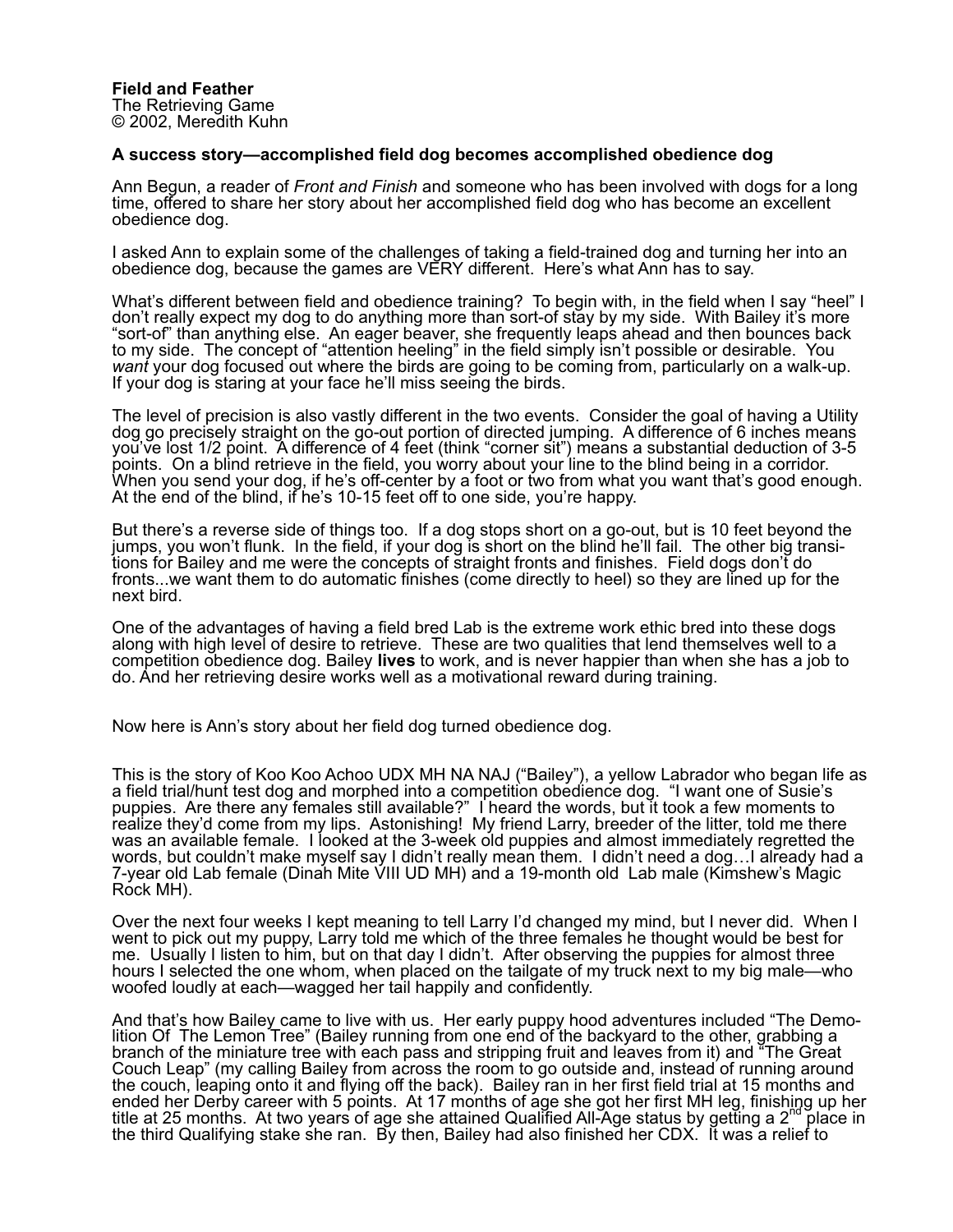**Field and Feather**
The Retrieving Game
© 2002, Meredith Kuhn

**A success story—accomplished field dog becomes accomplished obedience dog**

Ann Begun, a reader of *Front and Finish* and someone who has been involved with dogs for a long time, offered to share her story about her accomplished field dog who has become an excellent obedience dog.

I asked Ann to explain some of the challenges of taking a field-trained dog and turning her into an obedience dog, because the games are VERY different. Here's what Ann has to say.

What's different between field and obedience training? To begin with, in the field when I say "heel" I don't really expect my dog to do anything more than sort-of stay by my side. With Bailey it's more "sort-of" than anything else. An eager beaver, she frequently leaps ahead and then bounces back to my side. The concept of "attention heeling" in the field simply isn't possible or desirable. You *want* your dog focused out where the birds are going to be coming from, particularly on a walk-up. If your dog is staring at your face he'll miss seeing the birds.

The level of precision is also vastly different in the two events. Consider the goal of having a Utility dog go precisely straight on the go-out portion of directed jumping. A difference of 6 inches means you've lost 1/2 point. A difference of 4 feet (think "corner sit") means a substantial deduction of 3-5 points. On a blind retrieve in the field, you worry about your line to the blind being in a corridor. When you send your dog, if he's off-center by a foot or two from what you want that's good enough. At the end of the blind, if he's 10-15 feet off to one side, you're happy.

But there's a reverse side of things too. If a dog stops short on a go-out, but is 10 feet beyond the jumps, you won't flunk. In the field, if your dog is short on the blind he'll fail. The other big transitions for Bailey and me were the concepts of straight fronts and finishes. Field dogs don't do fronts...we want them to do automatic finishes (come directly to heel) so they are lined up for the next bird.

One of the advantages of having a field bred Lab is the extreme work ethic bred into these dogs along with high level of desire to retrieve. These are two qualities that lend themselves well to a competition obedience dog. Bailey **lives** to work, and is never happier than when she has a job to do. And her retrieving desire works well as a motivational reward during training.

Now here is Ann's story about her field dog turned obedience dog.

This is the story of Koo Koo Achoo UDX MH NA NAJ ("Bailey"), a yellow Labrador who began life as a field trial/hunt test dog and morphed into a competition obedience dog. "I want one of Susie's puppies. Are there any females still available?" I heard the words, but it took a few moments to realize they'd come from my lips. Astonishing! My friend Larry, breeder of the litter, told me there was an available female. I looked at the 3-week old puppies and almost immediately regretted the words, but couldn't make myself say I didn't really mean them. I didn't need a dog…I already had a 7-year old Lab female (Dinah Mite VIII UD MH) and a 19-month old Lab male (Kimshew's Magic Rock MH).

Over the next four weeks I kept meaning to tell Larry I'd changed my mind, but I never did. When I went to pick out my puppy, Larry told me which of the three females he thought would be best for me. Usually I listen to him, but on that day I didn't. After observing the puppies for almost three hours I selected the one whom, when placed on the tailgate of my truck next to my big male—who woofed loudly at each—wagged her tail happily and confidently.

And that's how Bailey came to live with us. Her early puppy hood adventures included "The Demolition Of The Lemon Tree" (Bailey running from one end of the backyard to the other, grabbing a branch of the miniature tree with each pass and stripping fruit and leaves from it) and "The Great Couch Leap" (my calling Bailey from across the room to go outside and, instead of running around the couch, leaping onto it and flying off the back). Bailey ran in her first field trial at 15 months and ended her Derby career with 5 points. At 17 months of age she got her first MH leg, finishing up her title at 25 months. At two years of age she attained Qualified All-Age status by getting a 2nd place in the third Qualifying stake she ran. By then, Bailey had also finished her CDX. It was a relief to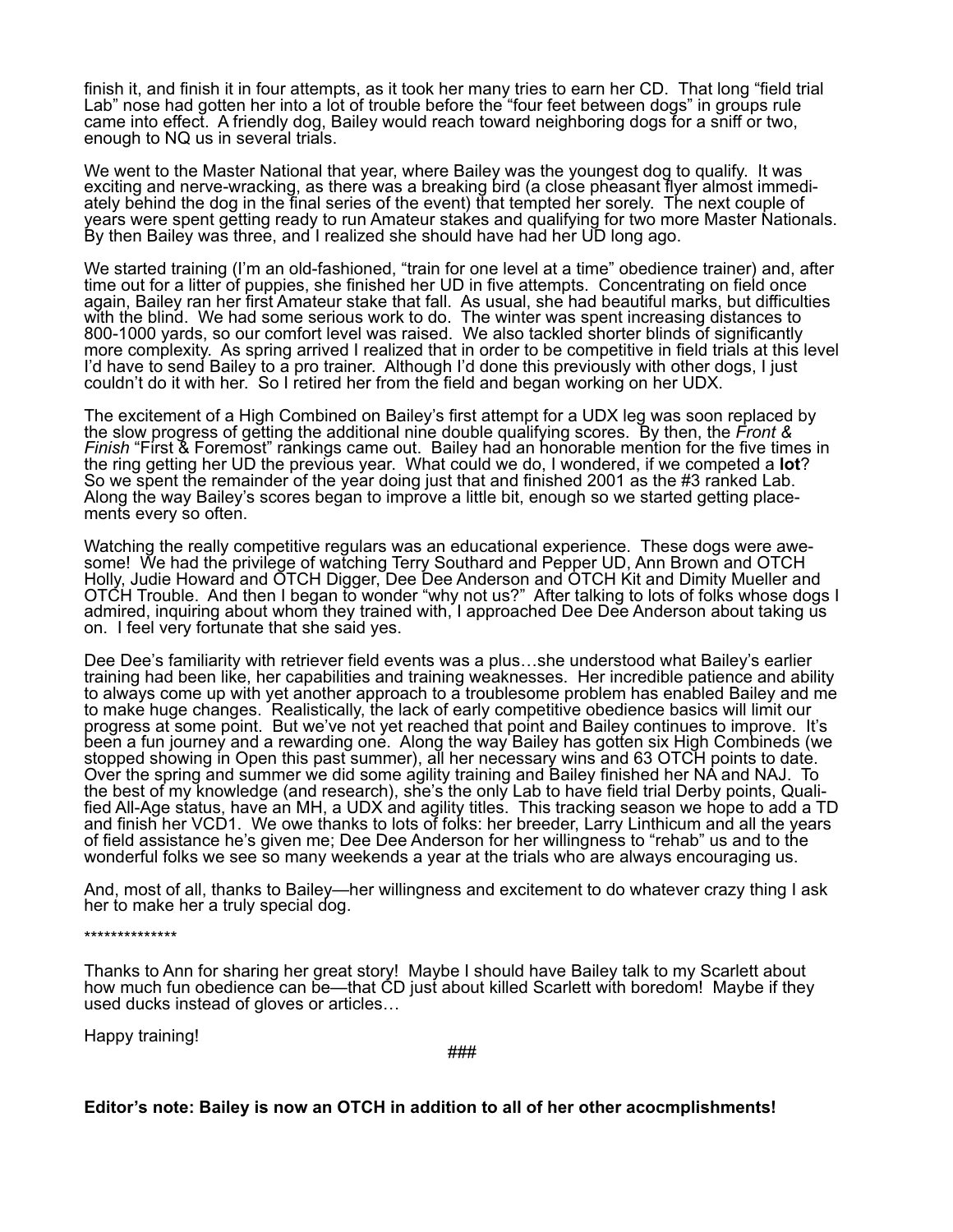finish it, and finish it in four attempts, as it took her many tries to earn her CD. That long "field trial Lab" nose had gotten her into a lot of trouble before the "four feet between dogs" in groups rule came into effect. A friendly dog, Bailey would reach toward neighboring dogs for a sniff or two, enough to NQ us in several trials.

We went to the Master National that year, where Bailey was the youngest dog to qualify. It was exciting and nerve-wracking, as there was a breaking bird (a close pheasant flyer almost immediately behind the dog in the final series of the event) that tempted her sorely. The next couple of years were spent getting ready to run Amateur stakes and qualifying for two more Master Nationals. By then Bailey was three, and I realized she should have had her UD long ago.

We started training (I'm an old-fashioned, "train for one level at a time" obedience trainer) and, after time out for a litter of puppies, she finished her UD in five attempts. Concentrating on field once again, Bailey ran her first Amateur stake that fall. As usual, she had beautiful marks, but difficulties with the blind. We had some serious work to do. The winter was spent increasing distances to 800-1000 yards, so our comfort level was raised. We also tackled shorter blinds of significantly more complexity. As spring arrived I realized that in order to be competitive in field trials at this level I'd have to send Bailey to a pro trainer. Although I'd done this previously with other dogs, I just couldn't do it with her. So I retired her from the field and began working on her UDX.

The excitement of a High Combined on Bailey's first attempt for a UDX leg was soon replaced by the slow progress of getting the additional nine double qualifying scores. By then, the *Front & Finish* "First & Foremost" rankings came out. Bailey had an honorable mention for the five times in the ring getting her UD the previous year. What could we do, I wondered, if we competed a **lot**? So we spent the remainder of the year doing just that and finished 2001 as the #3 ranked Lab. Along the way Bailey's scores began to improve a little bit, enough so we started getting placements every so often.

Watching the really competitive regulars was an educational experience. These dogs were awesome! We had the privilege of watching Terry Southard and Pepper UD, Ann Brown and OTCH Holly, Judie Howard and OTCH Digger, Dee Dee Anderson and OTCH Kit and Dimity Mueller and OTCH Trouble. And then I began to wonder "why not us?" After talking to lots of folks whose dogs I admired, inquiring about whom they trained with, I approached Dee Dee Anderson about taking us on. I feel very fortunate that she said yes.

Dee Dee's familiarity with retriever field events was a plus…she understood what Bailey's earlier training had been like, her capabilities and training weaknesses. Her incredible patience and ability to always come up with yet another approach to a troublesome problem has enabled Bailey and me to make huge changes. Realistically, the lack of early competitive obedience basics will limit our progress at some point. But we've not yet reached that point and Bailey continues to improve. It's been a fun journey and a rewarding one. Along the way Bailey has gotten six High Combineds (we stopped showing in Open this past summer), all her necessary wins and 63 OTCH points to date. Over the spring and summer we did some agility training and Bailey finished her NA and NAJ. To the best of my knowledge (and research), she's the only Lab to have field trial Derby points, Qualified All-Age status, have an MH, a UDX and agility titles. This tracking season we hope to add a TD and finish her VCD1. We owe thanks to lots of folks: her breeder, Larry Linthicum and all the years of field assistance he's given me; Dee Dee Anderson for her willingness to "rehab" us and to the wonderful folks we see so many weekends a year at the trials who are always encouraging us.

And, most of all, thanks to Bailey—her willingness and excitement to do whatever crazy thing I ask her to make her a truly special dog.

**************

Thanks to Ann for sharing her great story! Maybe I should have Bailey talk to my Scarlett about how much fun obedience can be—that CD just about killed Scarlett with boredom! Maybe if they used ducks instead of gloves or articles…

Happy training!

###

**Editor's note: Bailey is now an OTCH in addition to all of her other acocmplishments!**